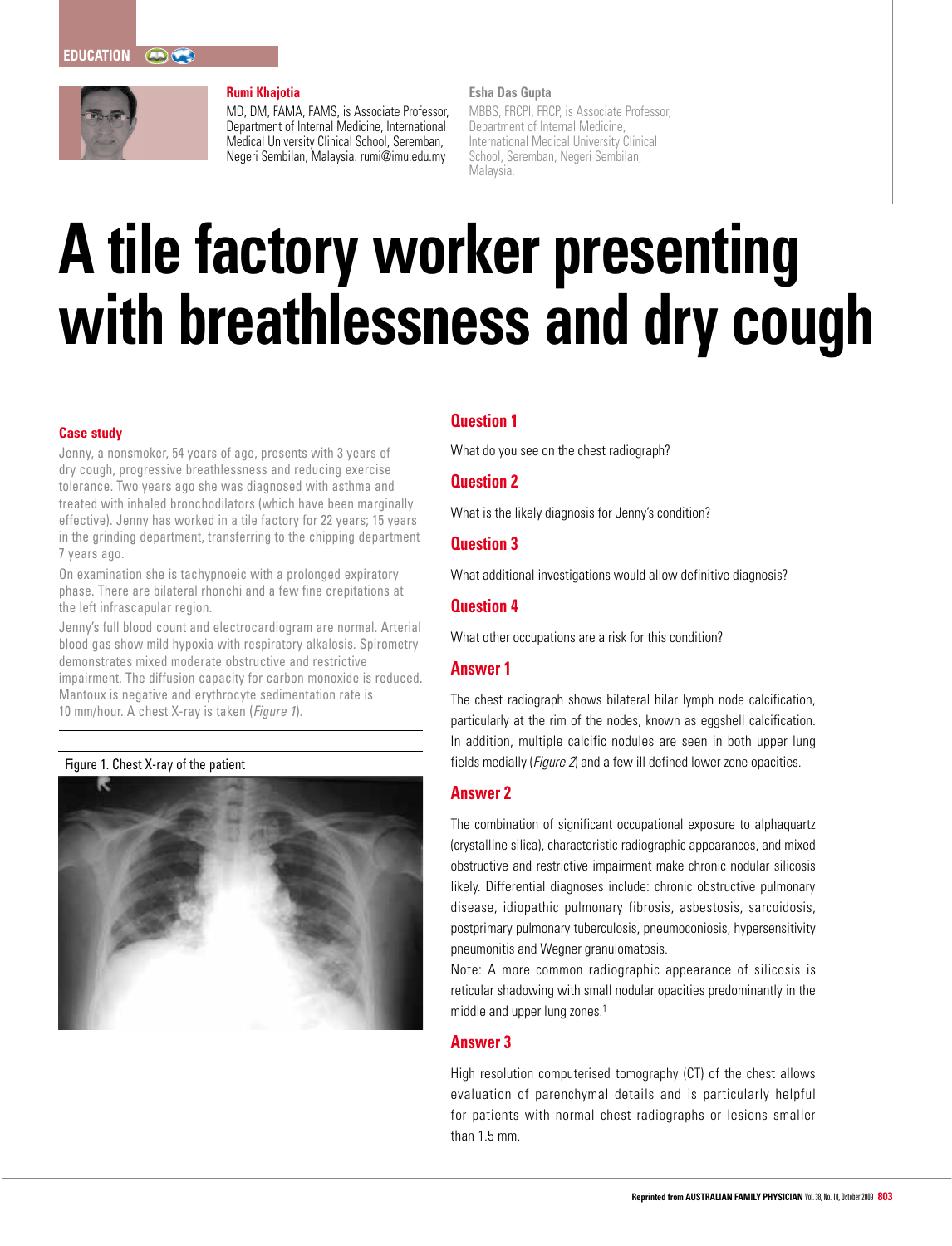EDUCATION

**Rumi Khajotia**
MD, DM, FAMA, FAMS, is Associate Professor, Department of Internal Medicine, International Medical University Clinical School, Seremban, Negeri Sembilan, Malaysia. rumi@imu.edu.my

**Esha Das Gupta**
MBBS, FRCPI, FRCP, is Associate Professor, Department of Internal Medicine, International Medical University Clinical School, Seremban, Negeri Sembilan, Malaysia.

# A tile factory worker presenting with breathlessness and dry cough

## Case study

Jenny, a nonsmoker, 54 years of age, presents with 3 years of dry cough, progressive breathlessness and reducing exercise tolerance. Two years ago she was diagnosed with asthma and treated with inhaled bronchodilators (which have been marginally effective). Jenny has worked in a tile factory for 22 years; 15 years in the grinding department, transferring to the chipping department 7 years ago.

On examination she is tachypnoeic with a prolonged expiratory phase. There are bilateral rhonchi and a few fine crepitations at the left infrascapular region.

Jenny's full blood count and electrocardiogram are normal. Arterial blood gas show mild hypoxia with respiratory alkalosis. Spirometry demonstrates mixed moderate obstructive and restrictive impairment. The diffusion capacity for carbon monoxide is reduced. Mantoux is negative and erythrocyte sedimentation rate is 10 mm/hour. A chest X-ray is taken (*Figure 1*).

Figure 1. Chest X-ray of the patient

## Question 1

What do you see on the chest radiograph?

## Question 2

What is the likely diagnosis for Jenny's condition?

## Question 3

What additional investigations would allow definitive diagnosis?

## Question 4

What other occupations are a risk for this condition?

## Answer 1

The chest radiograph shows bilateral hilar lymph node calcification, particularly at the rim of the nodes, known as eggshell calcification. In addition, multiple calcific nodules are seen in both upper lung fields medially (*Figure 2*) and a few ill defined lower zone opacities.

## Answer 2

The combination of significant occupational exposure to alphaquartz (crystalline silica), characteristic radiographic appearances, and mixed obstructive and restrictive impairment make chronic nodular silicosis likely. Differential diagnoses include: chronic obstructive pulmonary disease, idiopathic pulmonary fibrosis, asbestosis, sarcoidosis, postprimary pulmonary tuberculosis, pneumoconiosis, hypersensitivity pneumonitis and Wegner granulomatosis.

Note: A more common radiographic appearance of silicosis is reticular shadowing with small nodular opacities predominantly in the middle and upper lung zones.[1]

## Answer 3

High resolution computerised tomography (CT) of the chest allows evaluation of parenchymal details and is particularly helpful for patients with normal chest radiographs or lesions smaller than 1.5 mm.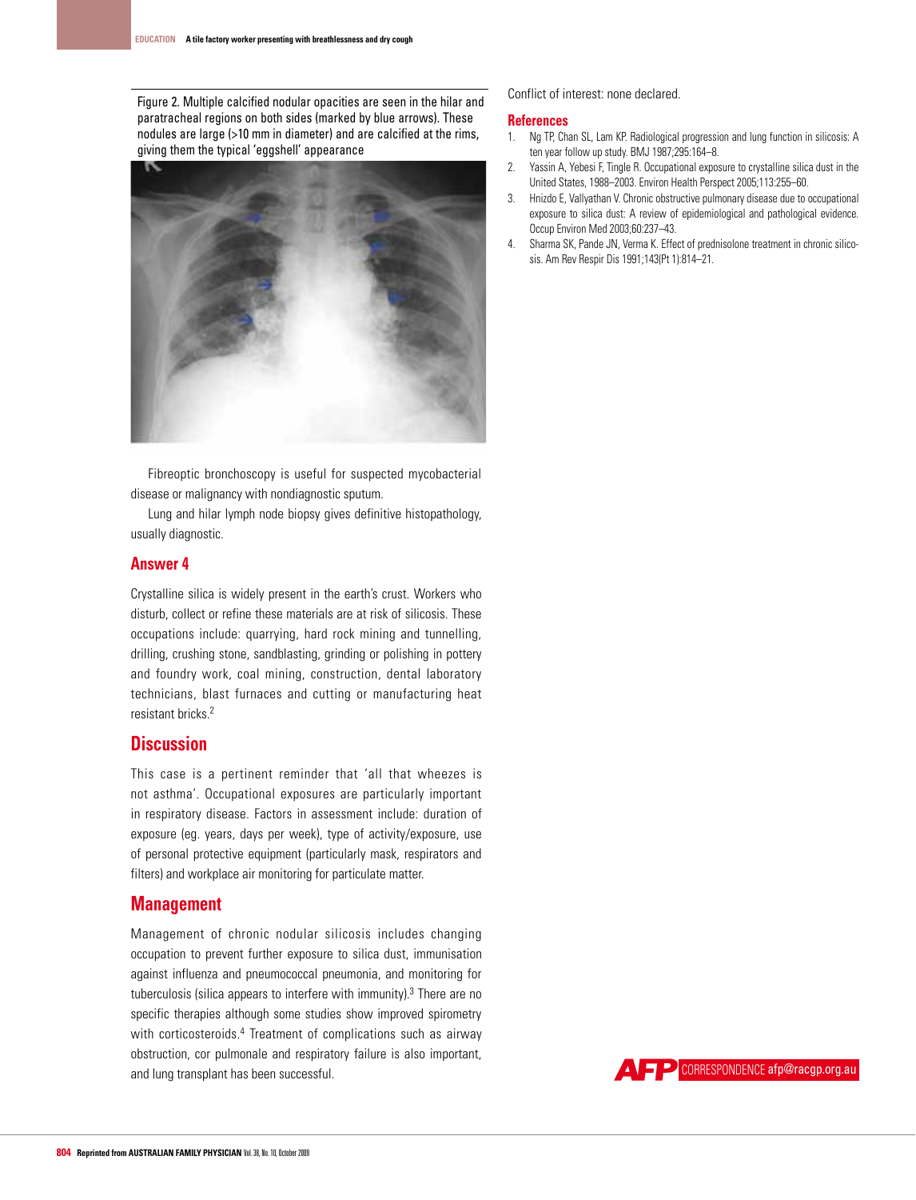Figure 2. Multiple calcified nodular opacities are seen in the hilar and paratracheal regions on both sides (marked by blue arrows). These nodules are large (>10 mm in diameter) and are calcified at the rims, giving them the typical 'eggshell' appearance

Fibreoptic bronchoscopy is useful for suspected mycobacterial disease or malignancy with nondiagnostic sputum.

Lung and hilar lymph node biopsy gives definitive histopathology, usually diagnostic.

## Answer 4

Crystalline silica is widely present in the earth's crust. Workers who disturb, collect or refine these materials are at risk of silicosis. These occupations include: quarrying, hard rock mining and tunnelling, drilling, crushing stone, sandblasting, grinding or polishing in pottery and foundry work, coal mining, construction, dental laboratory technicians, blast furnaces and cutting or manufacturing heat resistant bricks.[2]

## Discussion

This case is a pertinent reminder that 'all that wheezes is not asthma'. Occupational exposures are particularly important in respiratory disease. Factors in assessment include: duration of exposure (eg. years, days per week), type of activity/exposure, use of personal protective equipment (particularly mask, respirators and filters) and workplace air monitoring for particulate matter.

## Management

Management of chronic nodular silicosis includes changing occupation to prevent further exposure to silica dust, immunisation against influenza and pneumococcal pneumonia, and monitoring for tuberculosis (silica appears to interfere with immunity).[3] There are no specific therapies although some studies show improved spirometry with corticosteroids.[4] Treatment of complications such as airway obstruction, cor pulmonale and respiratory failure is also important, and lung transplant has been successful.

Conflict of interest: none declared.

## References

1. Ng TP, Chan SL, Lam KP. Radiological progression and lung function in silicosis: A ten year follow up study. BMJ 1987;295:164–8.
2. Yassin A, Yebesi F, Tingle R. Occupational exposure to crystalline silica dust in the United States, 1988–2003. Environ Health Perspect 2005;113:255–60.
3. Hnizdo E, Vallyathan V. Chronic obstructive pulmonary disease due to occupational exposure to silica dust: A review of epidemiological and pathological evidence. Occup Environ Med 2003;60:237–43.
4. Sharma SK, Pande JN, Verma K. Effect of prednisolone treatment in chronic silicosis. Am Rev Respir Dis 1991;143(Pt 1):814–21.

AFP CORRESPONDENCE afp@racgp.org.au